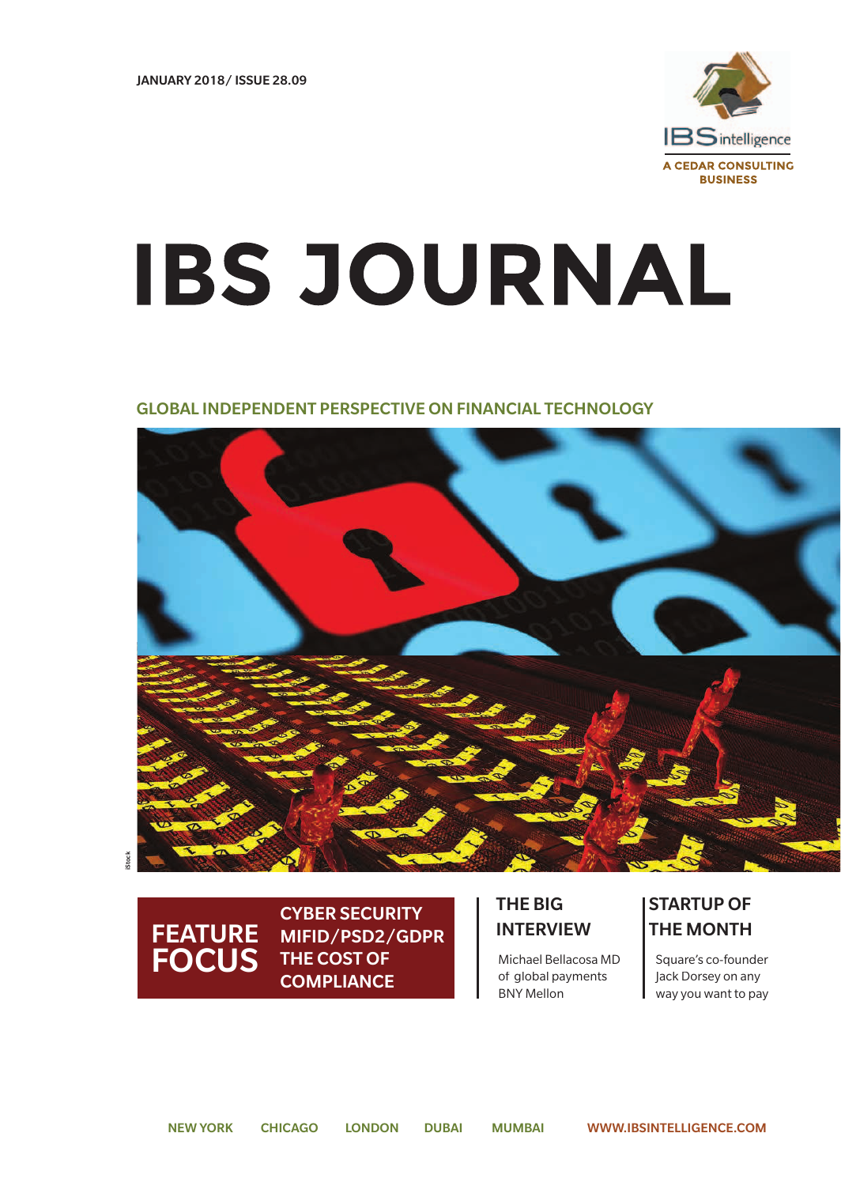JANUARY 2018/ ISSUE 28.09

IBS intelligence

A CEDAR CONSULTING BUSINESS

# IBS JOURNAL

GLOBAL INDEPENDENT PERSPECTIVE ON FINANCIAL TECHNOLOGY

iStock

## FEATURE FOCUS

CYBER SECURITY

MIFID/PSD2/GDPR

THE COST OF COMPLIANCE

## THE BIG INTERVIEW

Michael Bellacosa MD of global payments BNY Mellon

## STARTUP OF THE MONTH

Square's co-founder Jack Dorsey on any way you want to pay

NEW YORK CHICAGO LONDON DUBAI MUMBAI WWW.IBSINTELLIGENCE.COM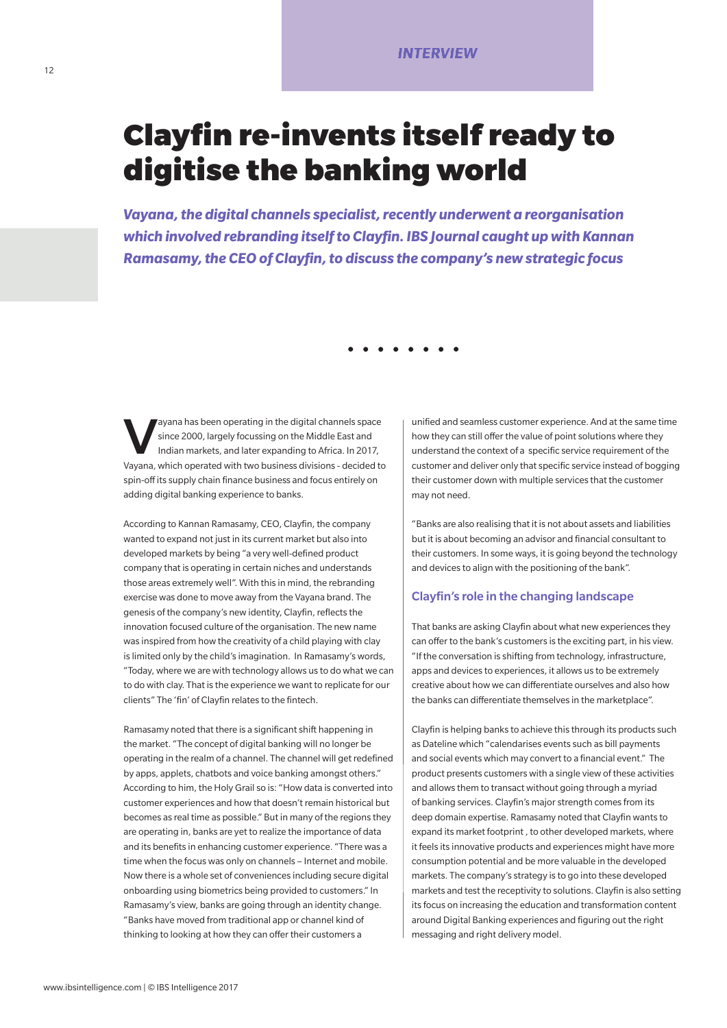INTERVIEW

# Clayfin re-invents itself ready to digitise the banking world

***Vayana, the digital channels specialist, recently underwent a reorganisation which involved rebranding itself to Clayfin. IBS Journal caught up with Kannan Ramasamy, the CEO of Clayfin, to discuss the company's new strategic focus***

Vayana has been operating in the digital channels space since 2000, largely focussing on the Middle East and Indian markets, and later expanding to Africa. In 2017, Vayana, which operated with two business divisions - decided to spin-off its supply chain finance business and focus entirely on adding digital banking experience to banks.

According to Kannan Ramasamy, CEO, Clayfin, the company wanted to expand not just in its current market but also into developed markets by being "a very well-defined product company that is operating in certain niches and understands those areas extremely well". With this in mind, the rebranding exercise was done to move away from the Vayana brand. The genesis of the company's new identity, Clayfin, reflects the innovation focused culture of the organisation. The new name was inspired from how the creativity of a child playing with clay is limited only by the child's imagination. In Ramasamy's words, "Today, where we are with technology allows us to do what we can to do with clay. That is the experience we want to replicate for our clients" The 'fin' of Clayfin relates to the fintech.

Ramasamy noted that there is a significant shift happening in the market. "The concept of digital banking will no longer be operating in the realm of a channel. The channel will get redefined by apps, applets, chatbots and voice banking amongst others." According to him, the Holy Grail so is: "How data is converted into customer experiences and how that doesn't remain historical but becomes as real time as possible." But in many of the regions they are operating in, banks are yet to realize the importance of data and its benefits in enhancing customer experience. "There was a time when the focus was only on channels – Internet and mobile. Now there is a whole set of conveniences including secure digital onboarding using biometrics being provided to customers." In Ramasamy's view, banks are going through an identity change. "Banks have moved from traditional app or channel kind of thinking to looking at how they can offer their customers a unified and seamless customer experience. And at the same time how they can still offer the value of point solutions where they understand the context of a specific service requirement of the customer and deliver only that specific service instead of bogging their customer down with multiple services that the customer may not need.

"Banks are also realising that it is not about assets and liabilities but it is about becoming an advisor and financial consultant to their customers. In some ways, it is going beyond the technology and devices to align with the positioning of the bank".

## Clayfin's role in the changing landscape

That banks are asking Clayfin about what new experiences they can offer to the bank's customers is the exciting part, in his view. "If the conversation is shifting from technology, infrastructure, apps and devices to experiences, it allows us to be extremely creative about how we can differentiate ourselves and also how the banks can differentiate themselves in the marketplace".

Clayfin is helping banks to achieve this through its products such as Dateline which "calendarises events such as bill payments and social events which may convert to a financial event." The product presents customers with a single view of these activities and allows them to transact without going through a myriad of banking services. Clayfin's major strength comes from its deep domain expertise. Ramasamy noted that Clayfin wants to expand its market footprint , to other developed markets, where it feels its innovative products and experiences might have more consumption potential and be more valuable in the developed markets. The company's strategy is to go into these developed markets and test the receptivity to solutions. Clayfin is also setting its focus on increasing the education and transformation content around Digital Banking experiences and figuring out the right messaging and right delivery model.